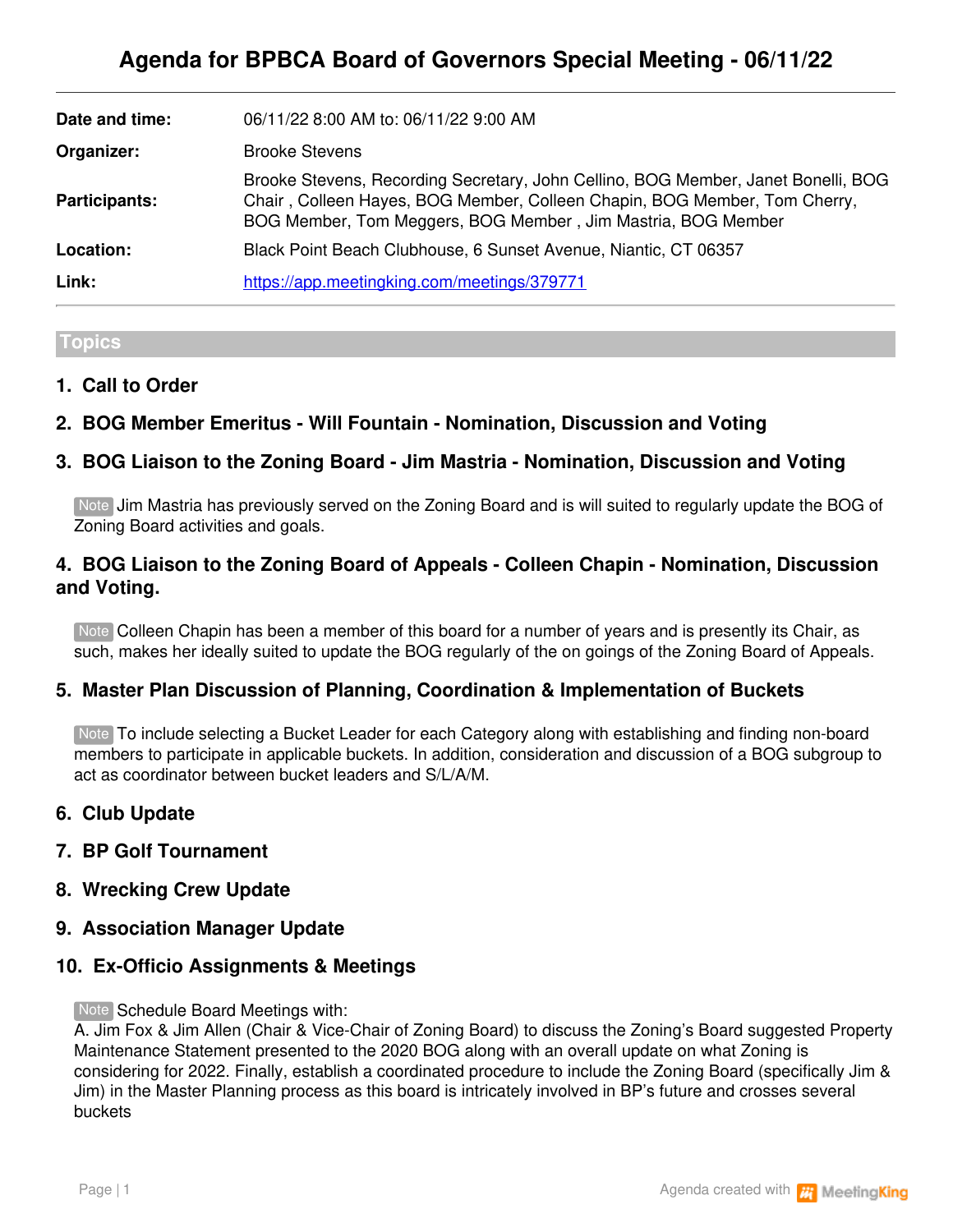# Agenda for BPBCA Board of Governors Special Meeting - 06/11/22

| | |
|---|---|
| **Date and time:** | 06/11/22 8:00 AM to: 06/11/22 9:00 AM |
| **Organizer:** | Brooke Stevens |
| **Participants:** | Brooke Stevens, Recording Secretary, John Cellino, BOG Member, Janet Bonelli, BOG Chair , Colleen Hayes, BOG Member, Colleen Chapin, BOG Member, Tom Cherry, BOG Member, Tom Meggers, BOG Member , Jim Mastria, BOG Member |
| **Location:** | Black Point Beach Clubhouse, 6 Sunset Avenue, Niantic, CT 06357 |
| **Link:** | [https://app.meetingking.com/meetings/379771](https://app.meetingking.com/meetings/379771) |

## Topics

### 1. Call to Order

### 2. BOG Member Emeritus - Will Fountain - Nomination, Discussion and Voting

### 3. BOG Liaison to the Zoning Board - Jim Mastria - Nomination, Discussion and Voting

Note Jim Mastria has previously served on the Zoning Board and is will suited to regularly update the BOG of Zoning Board activities and goals.

### 4. BOG Liaison to the Zoning Board of Appeals - Colleen Chapin - Nomination, Discussion and Voting.

Note Colleen Chapin has been a member of this board for a number of years and is presently its Chair, as such, makes her ideally suited to update the BOG regularly of the on goings of the Zoning Board of Appeals.

### 5. Master Plan Discussion of Planning, Coordination & Implementation of Buckets

Note To include selecting a Bucket Leader for each Category along with establishing and finding non-board members to participate in applicable buckets. In addition, consideration and discussion of a BOG subgroup to act as coordinator between bucket leaders and S/L/A/M.

### 6. Club Update

### 7. BP Golf Tournament

### 8. Wrecking Crew Update

### 9. Association Manager Update

### 10. Ex-Officio Assignments & Meetings

Note Schedule Board Meetings with:
A. Jim Fox & Jim Allen (Chair & Vice-Chair of Zoning Board) to discuss the Zoning's Board suggested Property Maintenance Statement presented to the 2020 BOG along with an overall update on what Zoning is considering for 2022. Finally, establish a coordinated procedure to include the Zoning Board (specifically Jim & Jim) in the Master Planning process as this board is intricately involved in BP's future and crosses several buckets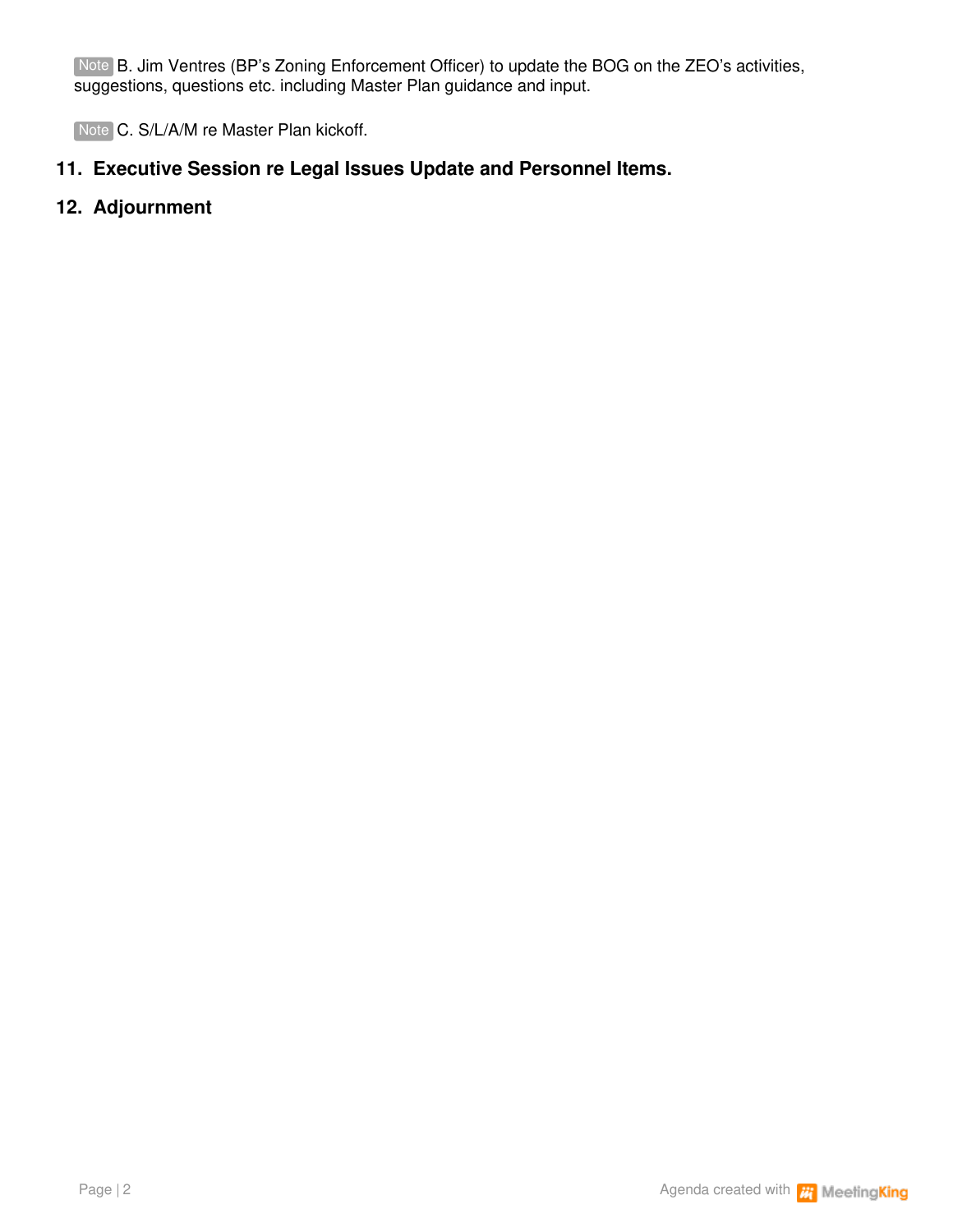Note B. Jim Ventres (BP's Zoning Enforcement Officer) to update the BOG on the ZEO's activities, suggestions, questions etc. including Master Plan guidance and input.

Note C. S/L/A/M re Master Plan kickoff.

11. **Executive Session re Legal Issues Update and Personnel Items.**

12. **Adjournment**